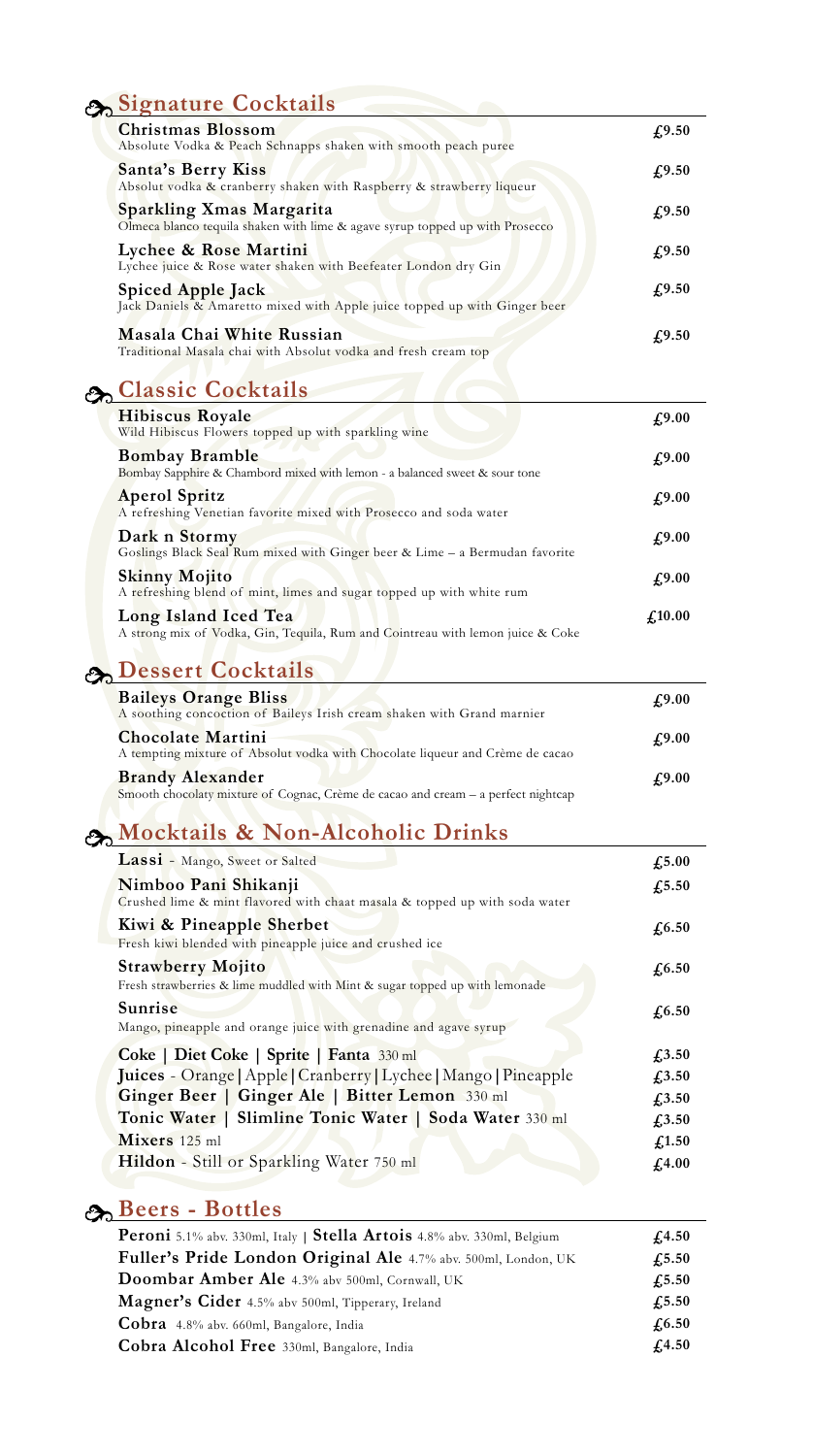## Signature Cocktails

| | |
|---|---|
| **Christmas Blossom**<br>Absolute Vodka & Peach Schnapps shaken with smooth peach puree | £9.50 |
| **Santa's Berry Kiss**<br>Absolut vodka & cranberry shaken with Raspberry & strawberry liqueur | £9.50 |
| **Sparkling Xmas Margarita**<br>Olmeca blanco tequila shaken with lime & agave syrup topped up with Prosecco | £9.50 |
| **Lychee & Rose Martini**<br>Lychee juice & Rose water shaken with Beefeater London dry Gin | £9.50 |
| **Spiced Apple Jack**<br>Jack Daniels & Amaretto mixed with Apple juice topped up with Ginger beer | £9.50 |
| **Masala Chai White Russian**<br>Traditional Masala chai with Absolut vodka and fresh cream top | £9.50 |

## Classic Cocktails

| | |
|---|---|
| **Hibiscus Royale**<br>Wild Hibiscus Flowers topped up with sparkling wine | £9.00 |
| **Bombay Bramble**<br>Bombay Sapphire & Chambord mixed with lemon - a balanced sweet & sour tone | £9.00 |
| **Aperol Spritz**<br>A refreshing Venetian favorite mixed with Prosecco and soda water | £9.00 |
| **Dark n Stormy**<br>Goslings Black Seal Rum mixed with Ginger beer & Lime – a Bermudan favorite | £9.00 |
| **Skinny Mojito**<br>A refreshing blend of mint, limes and sugar topped up with white rum | £9.00 |
| **Long Island Iced Tea**<br>A strong mix of Vodka, Gin, Tequila, Rum and Cointreau with lemon juice & Coke | £10.00 |

## Dessert Cocktails

| | |
|---|---|
| **Baileys Orange Bliss**<br>A soothing concoction of Baileys Irish cream shaken with Grand marnier | £9.00 |
| **Chocolate Martini**<br>A tempting mixture of Absolut vodka with Chocolate liqueur and Crème de cacao | £9.00 |
| **Brandy Alexander**<br>Smooth chocolaty mixture of Cognac, Crème de cacao and cream – a perfect nightcap | £9.00 |

## Mocktails & Non-Alcoholic Drinks

| | |
|---|---|
| **Lassi** - Mango, Sweet or Salted | £5.00 |
| **Nimboo Pani Shikanji**<br>Crushed lime & mint flavored with chaat masala & topped up with soda water | £5.50 |
| **Kiwi & Pineapple Sherbet**<br>Fresh kiwi blended with pineapple juice and crushed ice | £6.50 |
| **Strawberry Mojito**<br>Fresh strawberries & lime muddled with Mint & sugar topped up with lemonade | £6.50 |
| **Sunrise**<br>Mango, pineapple and orange juice with grenadine and agave syrup | £6.50 |
| **Coke \| Diet Coke \| Sprite \| Fanta** 330 ml | £3.50 |
| **Juices** - Orange \| Apple \| Cranberry \| Lychee \| Mango \| Pineapple | £3.50 |
| **Ginger Beer \| Ginger Ale \| Bitter Lemon** 330 ml | £3.50 |
| **Tonic Water \| Slimline Tonic Water \| Soda Water** 330 ml | £3.50 |
| **Mixers** 125 ml | £1.50 |
| **Hildon** - Still or Sparkling Water 750 ml | £4.00 |

## Beers - Bottles

| | |
|---|---|
| **Peroni** 5.1% abv. 330ml, Italy \| **Stella Artois** 4.8% abv. 330ml, Belgium | £4.50 |
| **Fuller's Pride London Original Ale** 4.7% abv. 500ml, London, UK | £5.50 |
| **Doombar Amber Ale** 4.3% abv 500ml, Cornwall, UK | £5.50 |
| **Magner's Cider** 4.5% abv 500ml, Tipperary, Ireland | £5.50 |
| **Cobra** 4.8% abv. 660ml, Bangalore, India | £6.50 |
| **Cobra Alcohol Free** 330ml, Bangalore, India | £4.50 |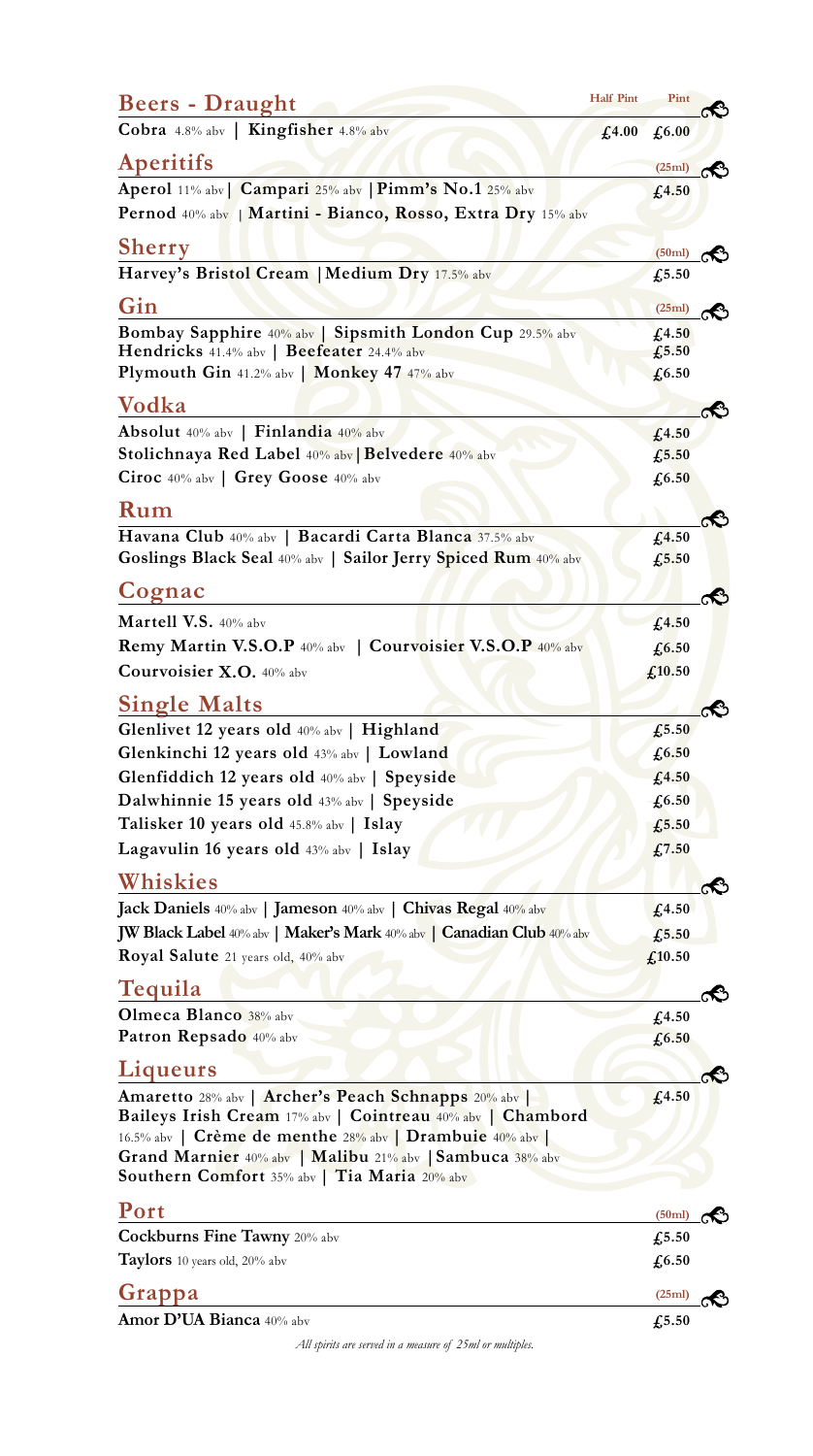## Beers - Draught

| | Half Pint | Pint |
|---|---|---|
| **Cobra** 4.8% abv \| **Kingfisher** 4.8% abv | £4.00 | £6.00 |

## Aperitifs

| | (25ml) |
|---|---|
| **Aperol** 11% abv \| **Campari** 25% abv \| **Pimm's No.1** 25% abv<br>**Pernod** 40% abv \| **Martini - Bianco, Rosso, Extra Dry** 15% abv | £4.50 |

## Sherry

| | (50ml) |
|---|---|
| **Harvey's Bristol Cream** \| **Medium Dry** 17.5% abv | £5.50 |

## Gin

| | (25ml) |
|---|---|
| **Bombay Sapphire** 40% abv \| **Sipsmith London Cup** 29.5% abv | £4.50 |
| **Hendricks** 41.4% abv \| **Beefeater** 24.4% abv | £5.50 |
| **Plymouth Gin** 41.2% abv \| **Monkey 47** 47% abv | £6.50 |

## Vodka

| | |
|---|---|
| **Absolut** 40% abv \| **Finlandia** 40% abv | £4.50 |
| **Stolichnaya Red Label** 40% abv \| **Belvedere** 40% abv | £5.50 |
| **Ciroc** 40% abv \| **Grey Goose** 40% abv | £6.50 |

## Rum

| | |
|---|---|
| **Havana Club** 40% abv \| **Bacardi Carta Blanca** 37.5% abv | £4.50 |
| **Goslings Black Seal** 40% abv \| **Sailor Jerry Spiced Rum** 40% abv | £5.50 |

## Cognac

| | |
|---|---|
| **Martell V.S.** 40% abv | £4.50 |
| **Remy Martin V.S.O.P** 40% abv \| **Courvoisier V.S.O.P** 40% abv | £6.50 |
| **Courvoisier X.O.** 40% abv | £10.50 |

## Single Malts

| | |
|---|---|
| **Glenlivet 12 years old** 40% abv \| **Highland** | £5.50 |
| **Glenkinchi 12 years old** 43% abv \| **Lowland** | £6.50 |
| **Glenfiddich 12 years old** 40% abv \| **Speyside** | £4.50 |
| **Dalwhinnie 15 years old** 43% abv \| **Speyside** | £6.50 |
| **Talisker 10 years old** 45.8% abv \| **Islay** | £5.50 |
| **Lagavulin 16 years old** 43% abv \| **Islay** | £7.50 |

## Whiskies

| | |
|---|---|
| **Jack Daniels** 40% abv \| **Jameson** 40% abv \| **Chivas Regal** 40% abv | £4.50 |
| **JW Black Label** 40% abv \| **Maker's Mark** 40% abv \| **Canadian Club** 40% abv | £5.50 |
| **Royal Salute** 21 years old, 40% abv | £10.50 |

## Tequila

| | |
|---|---|
| **Olmeca Blanco** 38% abv | £4.50 |
| **Patron Repsado** 40% abv | £6.50 |

## Liqueurs

| | |
|---|---|
| **Amaretto** 28% abv \| **Archer's Peach Schnapps** 20% abv \|<br>**Baileys Irish Cream** 17% abv \| **Cointreau** 40% abv \| **Chambord** 16.5% abv \| **Crème de menthe** 28% abv \| **Drambuie** 40% abv \|<br>**Grand Marnier** 40% abv \| **Malibu** 21% abv \| **Sambuca** 38% abv<br>**Southern Comfort** 35% abv \| **Tia Maria** 20% abv | £4.50 |

## Port

| | (50ml) |
|---|---|
| **Cockburns Fine Tawny** 20% abv | £5.50 |
| **Taylors** 10 years old, 20% abv | £6.50 |

## Grappa

| | (25ml) |
|---|---|
| **Amor D'UA Bianca** 40% abv | £5.50 |

*All spirits are served in a measure of 25ml or multiples.*